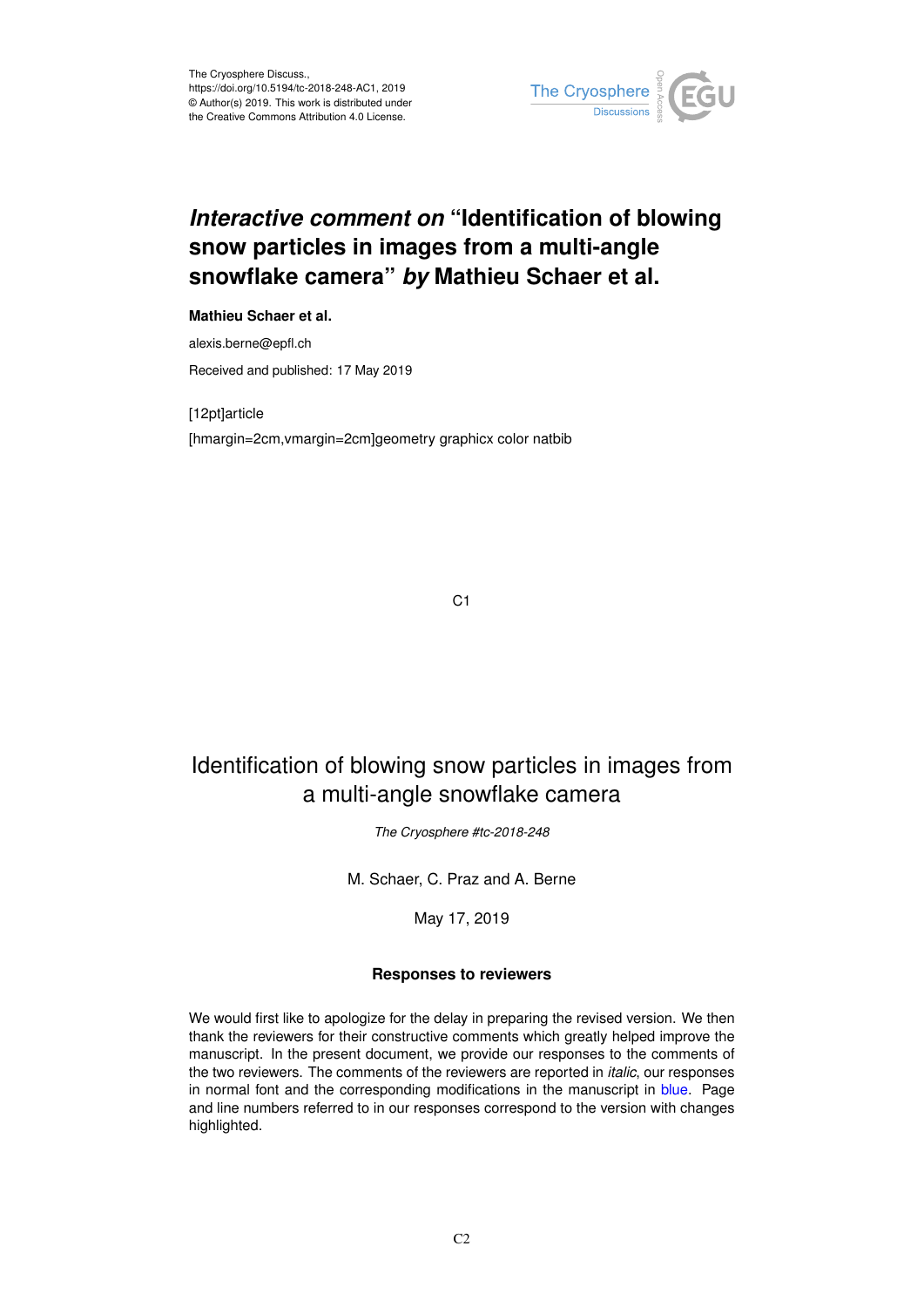The Cryosphere Discuss.,
https://doi.org/10.5194/tc-2018-248-AC1, 2019
© Author(s) 2019. This work is distributed under
the Creative Commons Attribution 4.0 License.

# *Interactive comment on* "Identification of blowing snow particles in images from a multi-angle snowflake camera" *by* Mathieu Schaer et al.

**Mathieu Schaer et al.**

alexis.berne@epfl.ch

Received and published: 17 May 2019

[12pt]article
[hmargin=2cm,vmargin=2cm]geometry graphicx color natbib

# Identification of blowing snow particles in images from a multi-angle snowflake camera

*The Cryosphere #tc-2018-248*

M. Schaer, C. Praz and A. Berne

May 17, 2019

### Responses to reviewers

We would first like to apologize for the delay in preparing the revised version. We then thank the reviewers for their constructive comments which greatly helped improve the manuscript. In the present document, we provide our responses to the comments of the two reviewers. The comments of the reviewers are reported in *italic*, our responses in normal font and the corresponding modifications in the manuscript in blue. Page and line numbers referred to in our responses correspond to the version with changes highlighted.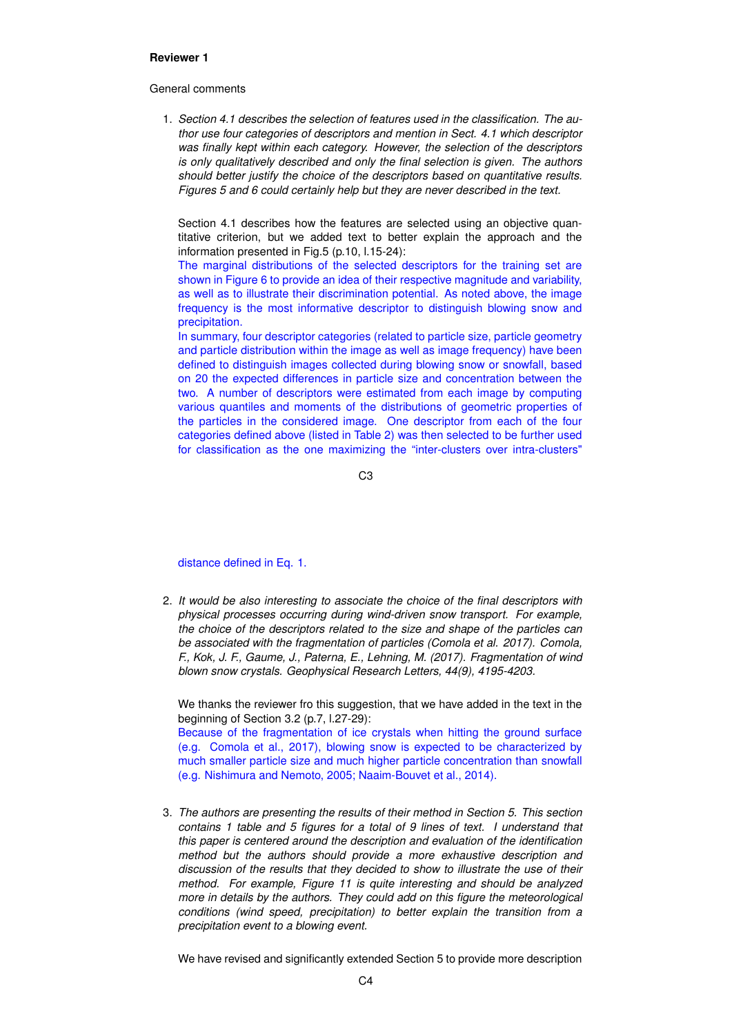**Reviewer 1**

General comments

1. *Section 4.1 describes the selection of features used in the classification. The author use four categories of descriptors and mention in Sect. 4.1 which descriptor was finally kept within each category. However, the selection of the descriptors is only qualitatively described and only the final selection is given. The authors should better justify the choice of the descriptors based on quantitative results. Figures 5 and 6 could certainly help but they are never described in the text.*

   Section 4.1 describes how the features are selected using an objective quantitative criterion, but we added text to better explain the approach and the information presented in Fig.5 (p.10, l.15-24):

   The marginal distributions of the selected descriptors for the training set are shown in Figure 6 to provide an idea of their respective magnitude and variability, as well as to illustrate their discrimination potential. As noted above, the image frequency is the most informative descriptor to distinguish blowing snow and precipitation.

   In summary, four descriptor categories (related to particle size, particle geometry and particle distribution within the image as well as image frequency) have been defined to distinguish images collected during blowing snow or snowfall, based on 20 the expected differences in particle size and concentration between the two. A number of descriptors were estimated from each image by computing various quantiles and moments of the distributions of geometric properties of the particles in the considered image. One descriptor from each of the four categories defined above (listed in Table 2) was then selected to be further used for classification as the one maximizing the "inter-clusters over intra-clusters" distance defined in Eq. 1.

2. *It would be also interesting to associate the choice of the final descriptors with physical processes occurring during wind-driven snow transport. For example, the choice of the descriptors related to the size and shape of the particles can be associated with the fragmentation of particles (Comola et al. 2017). Comola, F., Kok, J. F., Gaume, J., Paterna, E., Lehning, M. (2017). Fragmentation of wind blown snow crystals. Geophysical Research Letters, 44(9), 4195-4203.*

   We thanks the reviewer fro this suggestion, that we have added in the text in the beginning of Section 3.2 (p.7, l.27-29):

   Because of the fragmentation of ice crystals when hitting the ground surface (e.g. Comola et al., 2017), blowing snow is expected to be characterized by much smaller particle size and much higher particle concentration than snowfall (e.g. Nishimura and Nemoto, 2005; Naaim-Bouvet et al., 2014).

3. *The authors are presenting the results of their method in Section 5. This section contains 1 table and 5 figures for a total of 9 lines of text. I understand that this paper is centered around the description and evaluation of the identification method but the authors should provide a more exhaustive description and discussion of the results that they decided to show to illustrate the use of their method. For example, Figure 11 is quite interesting and should be analyzed more in details by the authors. They could add on this figure the meteorological conditions (wind speed, precipitation) to better explain the transition from a precipitation event to a blowing event.*

   We have revised and significantly extended Section 5 to provide more description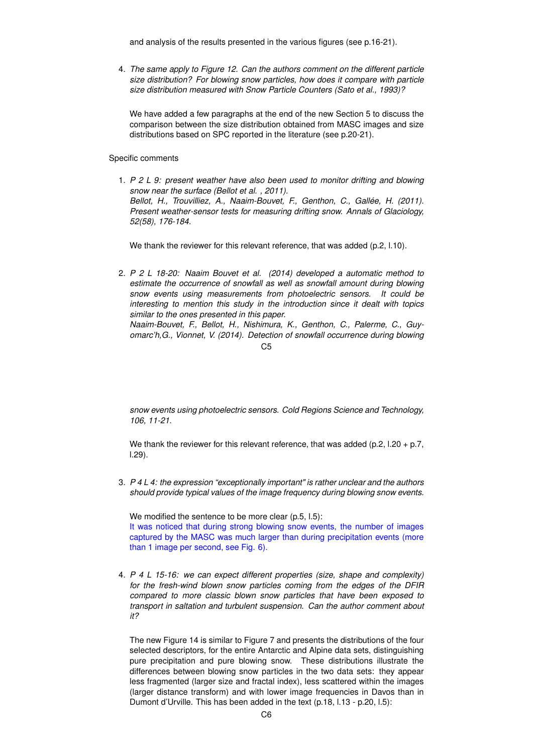and analysis of the results presented in the various figures (see p.16-21).

4. *The same apply to Figure 12. Can the authors comment on the different particle size distribution? For blowing snow particles, how does it compare with particle size distribution measured with Snow Particle Counters (Sato et al., 1993)?*

   We have added a few paragraphs at the end of the new Section 5 to discuss the comparison between the size distribution obtained from MASC images and size distributions based on SPC reported in the literature (see p.20-21).

Specific comments

1. *P 2 L 9: present weather have also been used to monitor drifting and blowing snow near the surface (Bellot et al. , 2011).*
   *Bellot, H., Trouvilliez, A., Naaim-Bouvet, F., Genthon, C., Gallée, H. (2011). Present weather-sensor tests for measuring drifting snow. Annals of Glaciology, 52(58), 176-184.*

   We thank the reviewer for this relevant reference, that was added (p.2, l.10).

2. *P 2 L 18-20: Naaim Bouvet et al. (2014) developed a automatic method to estimate the occurrence of snowfall as well as snowfall amount during blowing snow events using measurements from photoelectric sensors. It could be interesting to mention this study in the introduction since it dealt with topics similar to the ones presented in this paper.*
   *Naaim-Bouvet, F., Bellot, H., Nishimura, K., Genthon, C., Palerme, C., Guyomarc'h,G., Vionnet, V. (2014). Detection of snowfall occurrence during blowing snow events using photoelectric sensors. Cold Regions Science and Technology, 106, 11-21.*

   We thank the reviewer for this relevant reference, that was added (p.2, l.20 + p.7, l.29).

3. *P 4 L 4: the expression "exceptionally important" is rather unclear and the authors should provide typical values of the image frequency during blowing snow events.*

   We modified the sentence to be more clear (p.5, l.5):
   It was noticed that during strong blowing snow events, the number of images captured by the MASC was much larger than during precipitation events (more than 1 image per second, see Fig. 6).

4. *P 4 L 15-16: we can expect different properties (size, shape and complexity) for the fresh-wind blown snow particles coming from the edges of the DFIR compared to more classic blown snow particles that have been exposed to transport in saltation and turbulent suspension. Can the author comment about it?*

   The new Figure 14 is similar to Figure 7 and presents the distributions of the four selected descriptors, for the entire Antarctic and Alpine data sets, distinguishing pure precipitation and pure blowing snow. These distributions illustrate the differences between blowing snow particles in the two data sets: they appear less fragmented (larger size and fractal index), less scattered within the images (larger distance transform) and with lower image frequencies in Davos than in Dumont d'Urville. This has been added in the text (p.18, l.13 - p.20, l.5):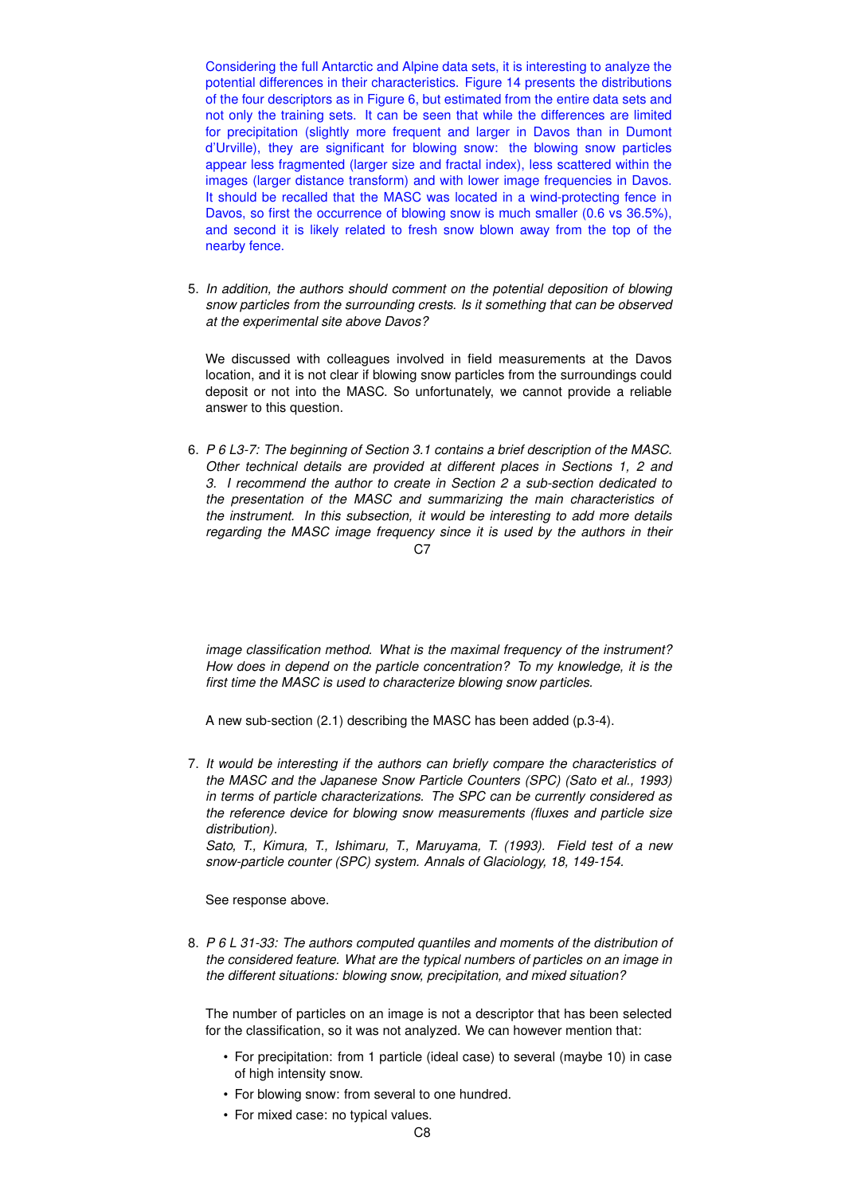Considering the full Antarctic and Alpine data sets, it is interesting to analyze the potential differences in their characteristics. Figure 14 presents the distributions of the four descriptors as in Figure 6, but estimated from the entire data sets and not only the training sets. It can be seen that while the differences are limited for precipitation (slightly more frequent and larger in Davos than in Dumont d'Urville), they are significant for blowing snow: the blowing snow particles appear less fragmented (larger size and fractal index), less scattered within the images (larger distance transform) and with lower image frequencies in Davos. It should be recalled that the MASC was located in a wind-protecting fence in Davos, so first the occurrence of blowing snow is much smaller (0.6 vs 36.5%), and second it is likely related to fresh snow blown away from the top of the nearby fence.

5. *In addition, the authors should comment on the potential deposition of blowing snow particles from the surrounding crests. Is it something that can be observed at the experimental site above Davos?*

   We discussed with colleagues involved in field measurements at the Davos location, and it is not clear if blowing snow particles from the surroundings could deposit or not into the MASC. So unfortunately, we cannot provide a reliable answer to this question.

6. *P 6 L3-7: The beginning of Section 3.1 contains a brief description of the MASC. Other technical details are provided at different places in Sections 1, 2 and 3. I recommend the author to create in Section 2 a sub-section dedicated to the presentation of the MASC and summarizing the main characteristics of the instrument. In this subsection, it would be interesting to add more details regarding the MASC image frequency since it is used by the authors in their image classification method. What is the maximal frequency of the instrument? How does in depend on the particle concentration? To my knowledge, it is the first time the MASC is used to characterize blowing snow particles.*

   A new sub-section (2.1) describing the MASC has been added (p.3-4).

7. *It would be interesting if the authors can briefly compare the characteristics of the MASC and the Japanese Snow Particle Counters (SPC) (Sato et al., 1993) in terms of particle characterizations. The SPC can be currently considered as the reference device for blowing snow measurements (fluxes and particle size distribution).*
   *Sato, T., Kimura, T., Ishimaru, T., Maruyama, T. (1993). Field test of a new snow-particle counter (SPC) system. Annals of Glaciology, 18, 149-154.*

   See response above.

8. *P 6 L 31-33: The authors computed quantiles and moments of the distribution of the considered feature. What are the typical numbers of particles on an image in the different situations: blowing snow, precipitation, and mixed situation?*

   The number of particles on an image is not a descriptor that has been selected for the classification, so it was not analyzed. We can however mention that:

   - For precipitation: from 1 particle (ideal case) to several (maybe 10) in case of high intensity snow.
   - For blowing snow: from several to one hundred.
   - For mixed case: no typical values.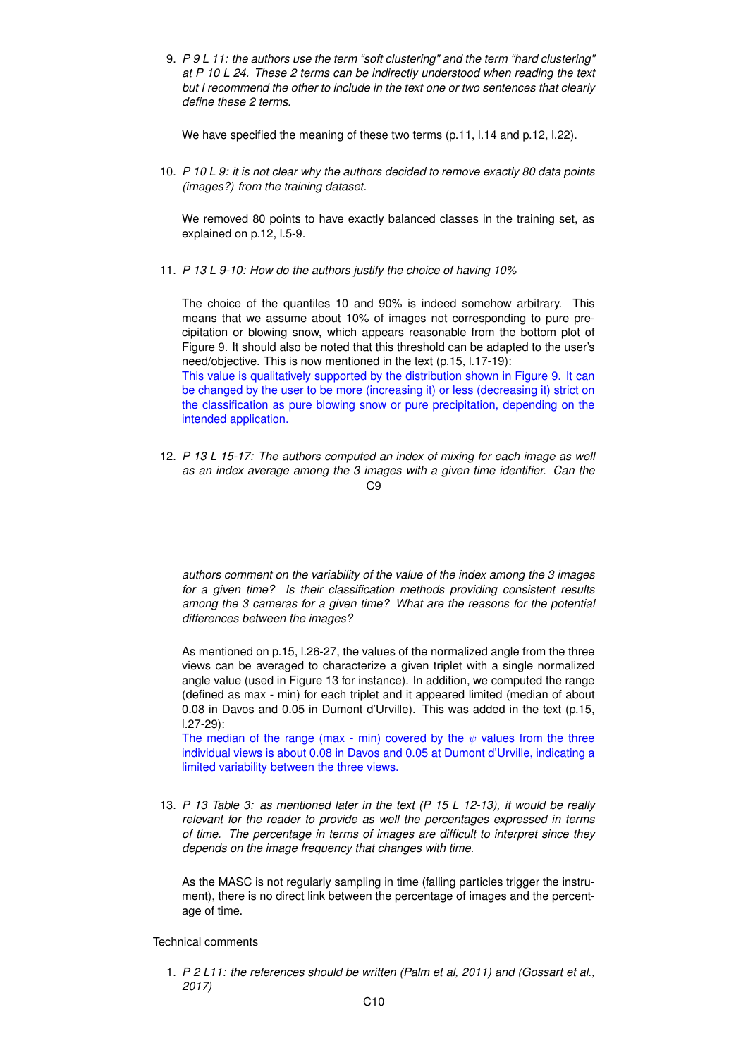9. *P 9 L 11: the authors use the term "soft clustering" and the term "hard clustering" at P 10 L 24. These 2 terms can be indirectly understood when reading the text but I recommend the other to include in the text one or two sentences that clearly define these 2 terms.*

   We have specified the meaning of these two terms (p.11, l.14 and p.12, l.22).

10. *P 10 L 9: it is not clear why the authors decided to remove exactly 80 data points (images?) from the training dataset.*

    We removed 80 points to have exactly balanced classes in the training set, as explained on p.12, l.5-9.

11. *P 13 L 9-10: How do the authors justify the choice of having 10%*

    The choice of the quantiles 10 and 90% is indeed somehow arbitrary. This means that we assume about 10% of images not corresponding to pure precipitation or blowing snow, which appears reasonable from the bottom plot of Figure 9. It should also be noted that this threshold can be adapted to the user's need/objective. This is now mentioned in the text (p.15, l.17-19):
    This value is qualitatively supported by the distribution shown in Figure 9. It can be changed by the user to be more (increasing it) or less (decreasing it) strict on the classification as pure blowing snow or pure precipitation, depending on the intended application.

12. *P 13 L 15-17: The authors computed an index of mixing for each image as well as an index average among the 3 images with a given time identifier. Can the authors comment on the variability of the value of the index among the 3 images for a given time? Is their classification methods providing consistent results among the 3 cameras for a given time? What are the reasons for the potential differences between the images?*

    As mentioned on p.15, l.26-27, the values of the normalized angle from the three views can be averaged to characterize a given triplet with a single normalized angle value (used in Figure 13 for instance). In addition, we computed the range (defined as max - min) for each triplet and it appeared limited (median of about 0.08 in Davos and 0.05 in Dumont d'Urville). This was added in the text (p.15, l.27-29):
    The median of the range (max - min) covered by the $\psi$ values from the three individual views is about 0.08 in Davos and 0.05 at Dumont d'Urville, indicating a limited variability between the three views.

13. *P 13 Table 3: as mentioned later in the text (P 15 L 12-13), it would be really relevant for the reader to provide as well the percentages expressed in terms of time. The percentage in terms of images are difficult to interpret since they depends on the image frequency that changes with time.*

    As the MASC is not regularly sampling in time (falling particles trigger the instrument), there is no direct link between the percentage of images and the percentage of time.

Technical comments

1. *P 2 L11: the references should be written (Palm et al, 2011) and (Gossart et al., 2017)*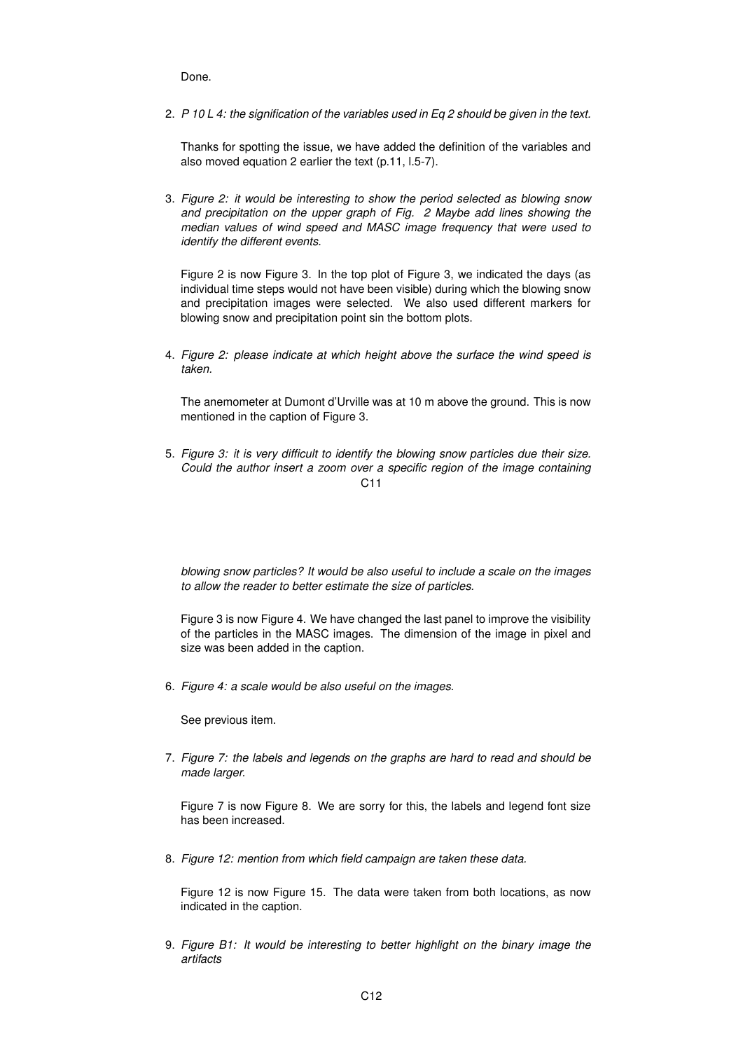Done.

2. *P 10 L 4: the signification of the variables used in Eq 2 should be given in the text.*

   Thanks for spotting the issue, we have added the definition of the variables and also moved equation 2 earlier the text (p.11, l.5-7).

3. *Figure 2: it would be interesting to show the period selected as blowing snow and precipitation on the upper graph of Fig. 2 Maybe add lines showing the median values of wind speed and MASC image frequency that were used to identify the different events.*

   Figure 2 is now Figure 3. In the top plot of Figure 3, we indicated the days (as individual time steps would not have been visible) during which the blowing snow and precipitation images were selected. We also used different markers for blowing snow and precipitation point sin the bottom plots.

4. *Figure 2: please indicate at which height above the surface the wind speed is taken.*

   The anemometer at Dumont d'Urville was at 10 m above the ground. This is now mentioned in the caption of Figure 3.

5. *Figure 3: it is very difficult to identify the blowing snow particles due their size. Could the author insert a zoom over a specific region of the image containing blowing snow particles? It would be also useful to include a scale on the images to allow the reader to better estimate the size of particles.*

   Figure 3 is now Figure 4. We have changed the last panel to improve the visibility of the particles in the MASC images. The dimension of the image in pixel and size was been added in the caption.

6. *Figure 4: a scale would be also useful on the images.*

   See previous item.

7. *Figure 7: the labels and legends on the graphs are hard to read and should be made larger.*

   Figure 7 is now Figure 8. We are sorry for this, the labels and legend font size has been increased.

8. *Figure 12: mention from which field campaign are taken these data.*

   Figure 12 is now Figure 15. The data were taken from both locations, as now indicated in the caption.

9. *Figure B1: It would be interesting to better highlight on the binary image the artifacts*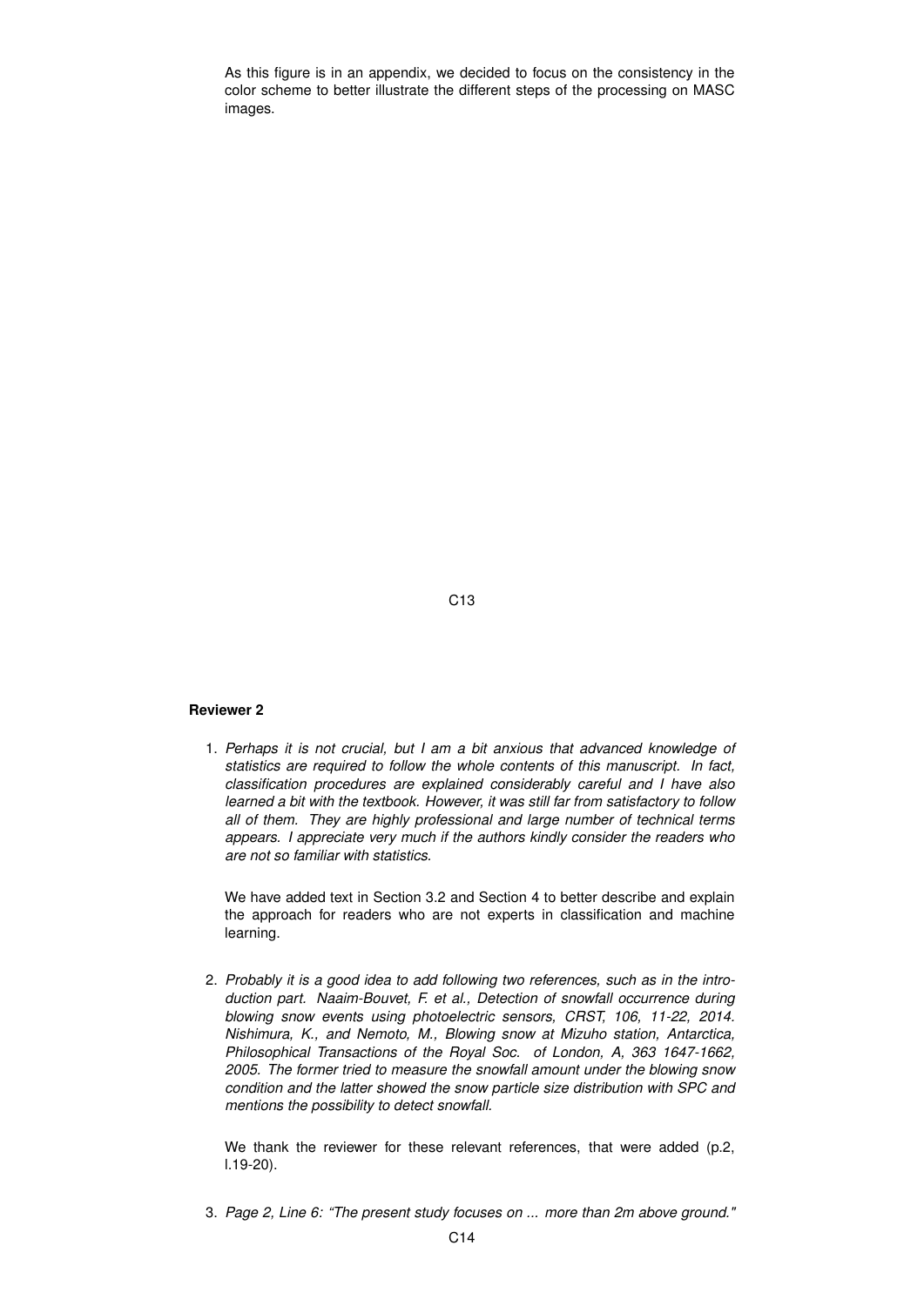As this figure is in an appendix, we decided to focus on the consistency in the color scheme to better illustrate the different steps of the processing on MASC images.

**Reviewer 2**

1. *Perhaps it is not crucial, but I am a bit anxious that advanced knowledge of statistics are required to follow the whole contents of this manuscript. In fact, classification procedures are explained considerably careful and I have also learned a bit with the textbook. However, it was still far from satisfactory to follow all of them. They are highly professional and large number of technical terms appears. I appreciate very much if the authors kindly consider the readers who are not so familiar with statistics.*

   We have added text in Section 3.2 and Section 4 to better describe and explain the approach for readers who are not experts in classification and machine learning.

2. *Probably it is a good idea to add following two references, such as in the introduction part. Naaim-Bouvet, F. et al., Detection of snowfall occurrence during blowing snow events using photoelectric sensors, CRST, 106, 11-22, 2014. Nishimura, K., and Nemoto, M., Blowing snow at Mizuho station, Antarctica, Philosophical Transactions of the Royal Soc. of London, A, 363 1647-1662, 2005. The former tried to measure the snowfall amount under the blowing snow condition and the latter showed the snow particle size distribution with SPC and mentions the possibility to detect snowfall.*

   We thank the reviewer for these relevant references, that were added (p.2, l.19-20).

3. *Page 2, Line 6: "The present study focuses on ... more than 2m above ground."*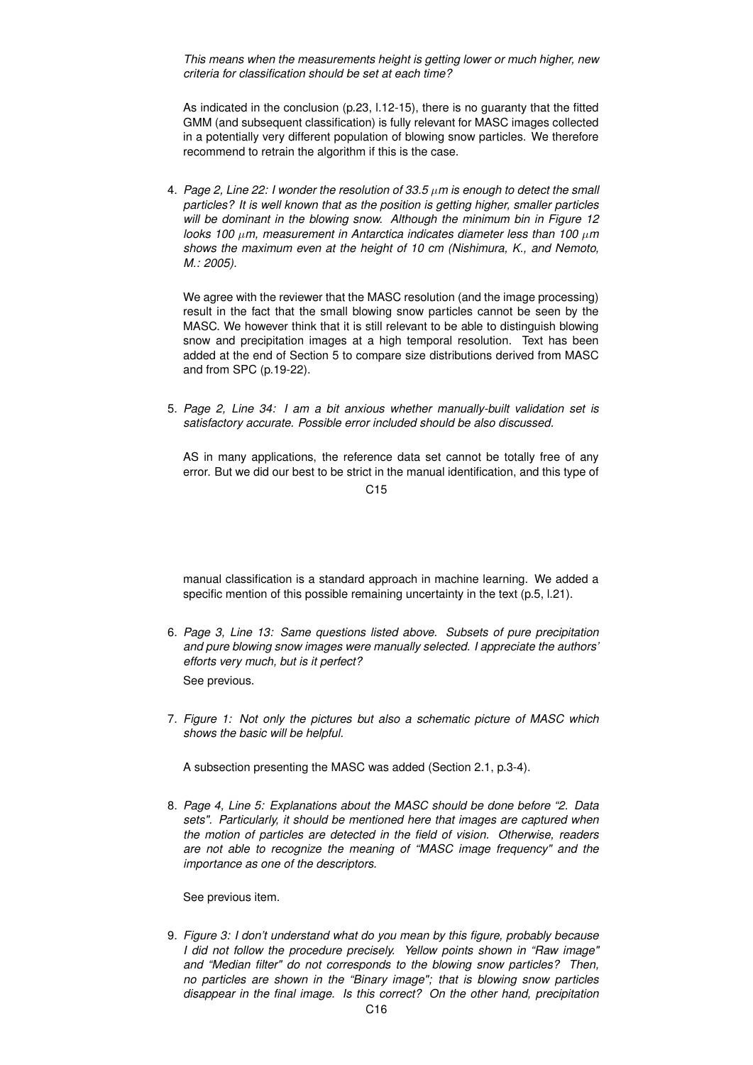*This means when the measurements height is getting lower or much higher, new criteria for classification should be set at each time?*

As indicated in the conclusion (p.23, l.12-15), there is no guaranty that the fitted GMM (and subsequent classification) is fully relevant for MASC images collected in a potentially very different population of blowing snow particles. We therefore recommend to retrain the algorithm if this is the case.

4. *Page 2, Line 22: I wonder the resolution of 33.5 μm is enough to detect the small particles? It is well known that as the position is getting higher, smaller particles will be dominant in the blowing snow. Although the minimum bin in Figure 12 looks 100 μm, measurement in Antarctica indicates diameter less than 100 μm shows the maximum even at the height of 10 cm (Nishimura, K., and Nemoto, M.: 2005).*

   We agree with the reviewer that the MASC resolution (and the image processing) result in the fact that the small blowing snow particles cannot be seen by the MASC. We however think that it is still relevant to be able to distinguish blowing snow and precipitation images at a high temporal resolution. Text has been added at the end of Section 5 to compare size distributions derived from MASC and from SPC (p.19-22).

5. *Page 2, Line 34: I am a bit anxious whether manually-built validation set is satisfactory accurate. Possible error included should be also discussed.*

   AS in many applications, the reference data set cannot be totally free of any error. But we did our best to be strict in the manual identification, and this type of manual classification is a standard approach in machine learning. We added a specific mention of this possible remaining uncertainty in the text (p.5, l.21).

6. *Page 3, Line 13: Same questions listed above. Subsets of pure precipitation and pure blowing snow images were manually selected. I appreciate the authors' efforts very much, but is it perfect?*

   See previous.

7. *Figure 1: Not only the pictures but also a schematic picture of MASC which shows the basic will be helpful.*

   A subsection presenting the MASC was added (Section 2.1, p.3-4).

8. *Page 4, Line 5: Explanations about the MASC should be done before "2. Data sets". Particularly, it should be mentioned here that images are captured when the motion of particles are detected in the field of vision. Otherwise, readers are not able to recognize the meaning of "MASC image frequency" and the importance as one of the descriptors.*

   See previous item.

9. *Figure 3: I don't understand what do you mean by this figure, probably because I did not follow the procedure precisely. Yellow points shown in "Raw image" and "Median filter" do not corresponds to the blowing snow particles? Then, no particles are shown in the "Binary image"; that is blowing snow particles disappear in the final image. Is this correct? On the other hand, precipitation*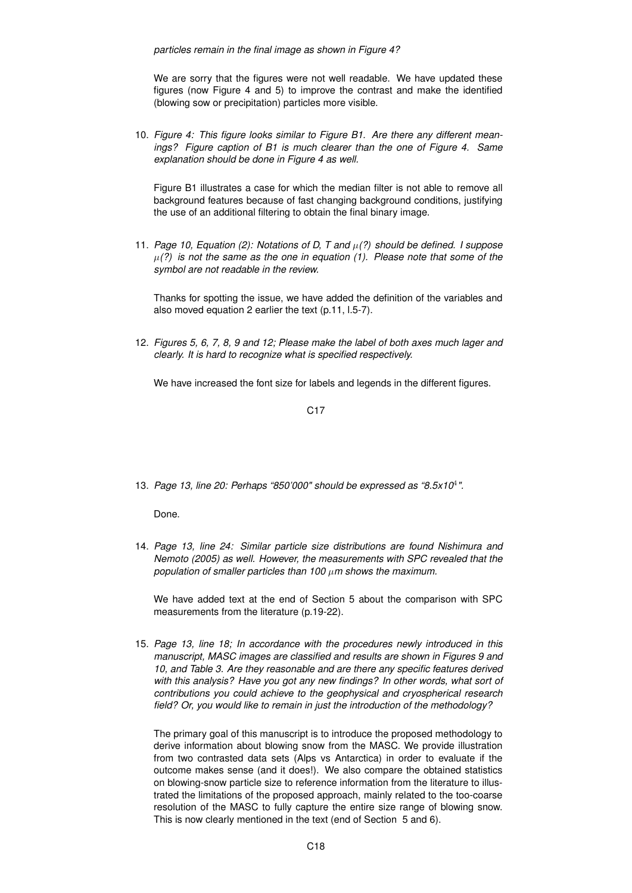*particles remain in the final image as shown in Figure 4?*

We are sorry that the figures were not well readable. We have updated these figures (now Figure 4 and 5) to improve the contrast and make the identified (blowing sow or precipitation) particles more visible.

10. *Figure 4: This figure looks similar to Figure B1. Are there any different meanings? Figure caption of B1 is much clearer than the one of Figure 4. Same explanation should be done in Figure 4 as well.*

    Figure B1 illustrates a case for which the median filter is not able to remove all background features because of fast changing background conditions, justifying the use of an additional filtering to obtain the final binary image.

11. *Page 10, Equation (2): Notations of D, T and $\mu$(?) should be defined. I suppose $\mu$(?) is not the same as the one in equation (1). Please note that some of the symbol are not readable in the review.*

    Thanks for spotting the issue, we have added the definition of the variables and also moved equation 2 earlier the text (p.11, l.5-7).

12. *Figures 5, 6, 7, 8, 9 and 12; Please make the label of both axes much lager and clearly. It is hard to recognize what is specified respectively.*

    We have increased the font size for labels and legends in the different figures.

13. *Page 13, line 20: Perhaps "850'000" should be expressed as "8.5x10$^4$".*

    Done.

14. *Page 13, line 24: Similar particle size distributions are found Nishimura and Nemoto (2005) as well. However, the measurements with SPC revealed that the population of smaller particles than 100 $\mu$m shows the maximum.*

    We have added text at the end of Section 5 about the comparison with SPC measurements from the literature (p.19-22).

15. *Page 13, line 18; In accordance with the procedures newly introduced in this manuscript, MASC images are classified and results are shown in Figures 9 and 10, and Table 3. Are they reasonable and are there any specific features derived with this analysis? Have you got any new findings? In other words, what sort of contributions you could achieve to the geophysical and cryospherical research field? Or, you would like to remain in just the introduction of the methodology?*

    The primary goal of this manuscript is to introduce the proposed methodology to derive information about blowing snow from the MASC. We provide illustration from two contrasted data sets (Alps vs Antarctica) in order to evaluate if the outcome makes sense (and it does!). We also compare the obtained statistics on blowing-snow particle size to reference information from the literature to illustrated the limitations of the proposed approach, mainly related to the too-coarse resolution of the MASC to fully capture the entire size range of blowing snow. This is now clearly mentioned in the text (end of Section 5 and 6).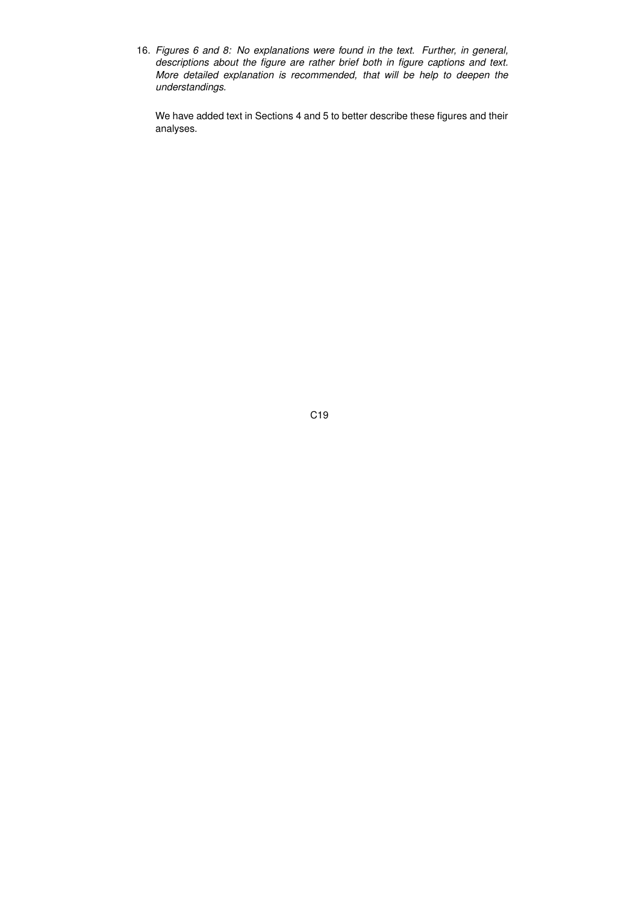16. *Figures 6 and 8: No explanations were found in the text. Further, in general, descriptions about the figure are rather brief both in figure captions and text. More detailed explanation is recommended, that will be help to deepen the understandings.*

    We have added text in Sections 4 and 5 to better describe these figures and their analyses.